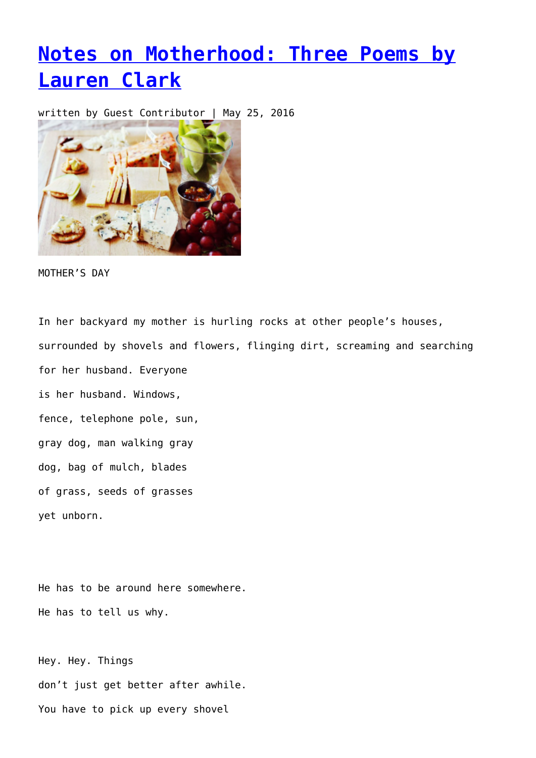# [Notes on Motherhood: Three Poems by Lauren Clark]

written by Guest Contributor | May 25, 2016

MOTHER'S DAY

In her backyard my mother is hurling rocks at other people's houses,
surrounded by shovels and flowers, flinging dirt, screaming and searching
for her husband. Everyone
is her husband. Windows,
fence, telephone pole, sun,
gray dog, man walking gray
dog, bag of mulch, blades
of grass, seeds of grasses
yet unborn.

He has to be around here somewhere.
He has to tell us why.

Hey. Hey. Things
don't just get better after awhile.
You have to pick up every shovel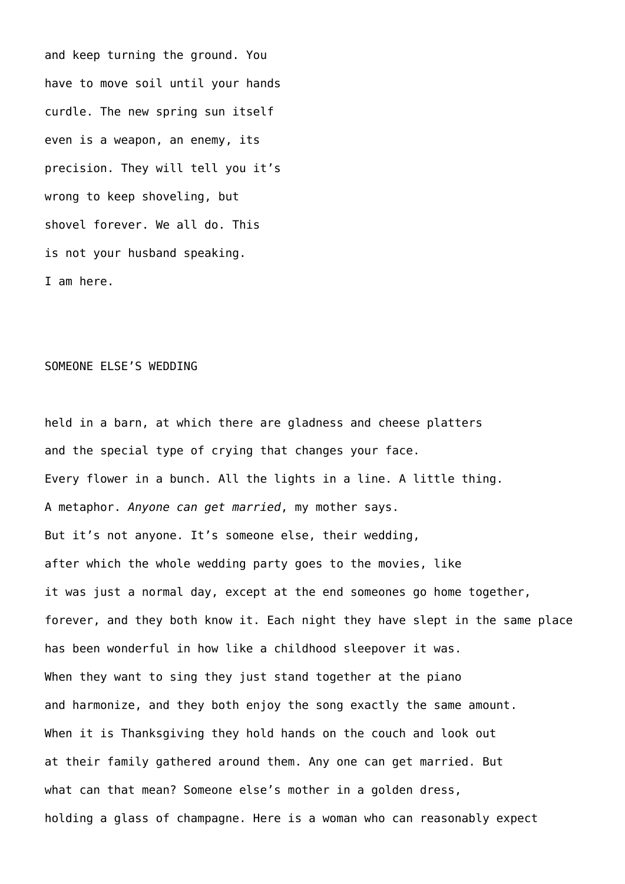and keep turning the ground. You
have to move soil until your hands
curdle. The new spring sun itself
even is a weapon, an enemy, its
precision. They will tell you it's
wrong to keep shoveling, but
shovel forever. We all do. This
is not your husband speaking.
I am here.

## SOMEONE ELSE'S WEDDING

held in a barn, at which there are gladness and cheese platters
and the special type of crying that changes your face.
Every flower in a bunch. All the lights in a line. A little thing.
A metaphor. *Anyone can get married*, my mother says.
But it's not anyone. It's someone else, their wedding,
after which the whole wedding party goes to the movies, like
it was just a normal day, except at the end someones go home together,
forever, and they both know it. Each night they have slept in the same place
has been wonderful in how like a childhood sleepover it was.
When they want to sing they just stand together at the piano
and harmonize, and they both enjoy the song exactly the same amount.
When it is Thanksgiving they hold hands on the couch and look out
at their family gathered around them. Any one can get married. But
what can that mean? Someone else's mother in a golden dress,
holding a glass of champagne. Here is a woman who can reasonably expect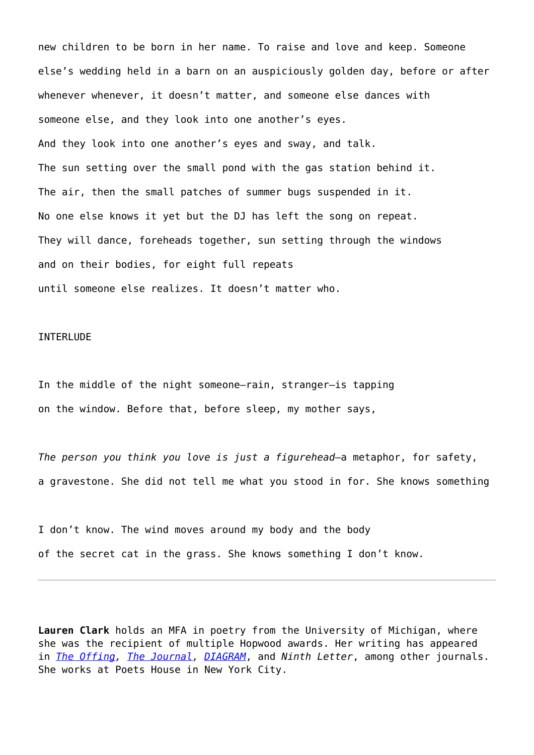new children to be born in her name. To raise and love and keep. Someone
else's wedding held in a barn on an auspiciously golden day, before or after
whenever whenever, it doesn't matter, and someone else dances with
someone else, and they look into one another's eyes.
And they look into one another's eyes and sway, and talk.
The sun setting over the small pond with the gas station behind it.
The air, then the small patches of summer bugs suspended in it.
No one else knows it yet but the DJ has left the song on repeat.
They will dance, foreheads together, sun setting through the windows
and on their bodies, for eight full repeats
until someone else realizes. It doesn't matter who.

INTERLUDE

In the middle of the night someone—rain, stranger—is tapping
on the window. Before that, before sleep, my mother says,

*The person you think you love is just a figurehead*—a metaphor, for safety,
a gravestone. She did not tell me what you stood in for. She knows something

I don't know. The wind moves around my body and the body
of the secret cat in the grass. She knows something I don't know.

---

**Lauren Clark** holds an MFA in poetry from the University of Michigan, where she was the recipient of multiple Hopwood awards. Her writing has appeared in *The Offing*, *The Journal*, *DIAGRAM*, and *Ninth Letter*, among other journals. She works at Poets House in New York City.